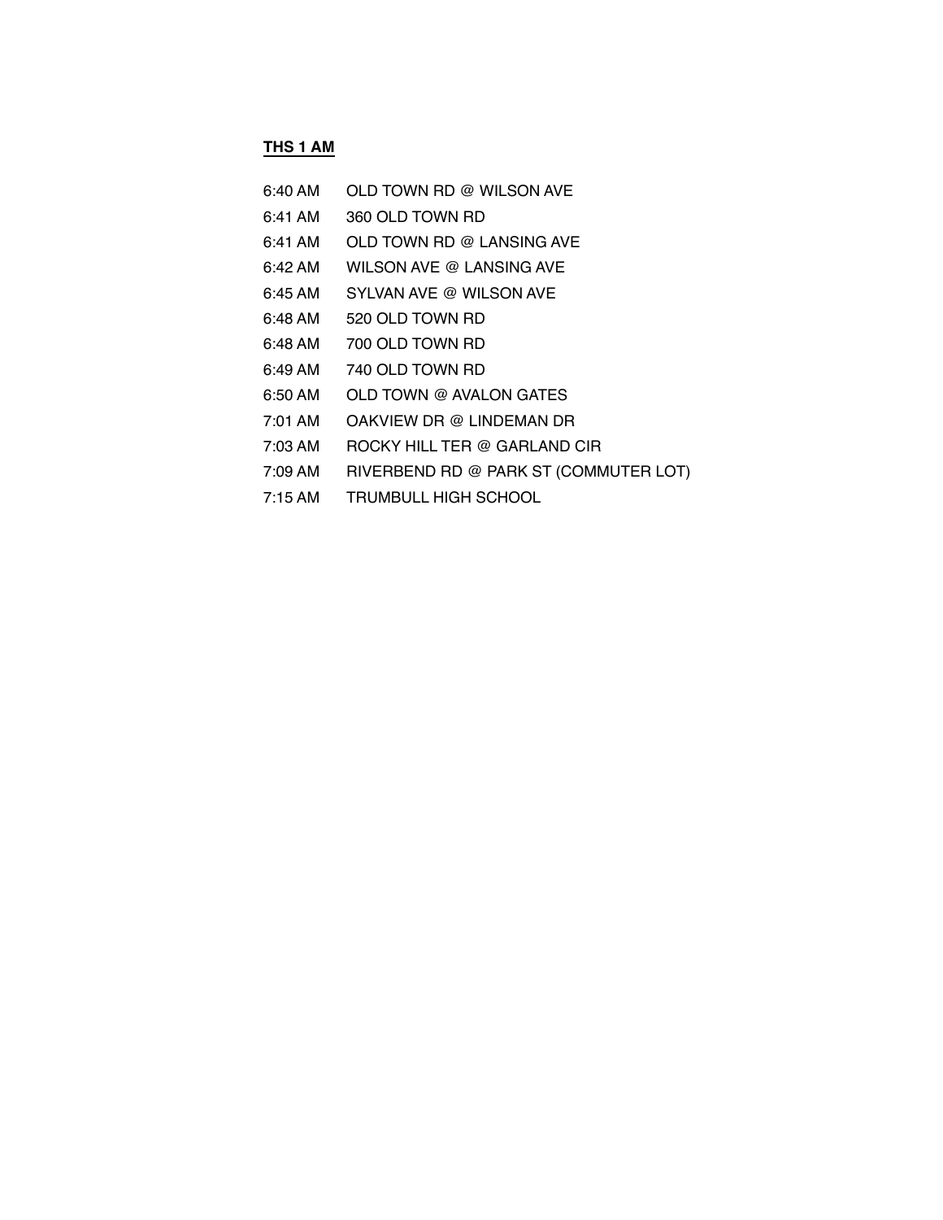**THS 1 AM**

6:40 AM OLD TOWN RD @ WILSON AVE
6:41 AM 360 OLD TOWN RD
6:41 AM OLD TOWN RD @ LANSING AVE
6:42 AM WILSON AVE @ LANSING AVE
6:45 AM SYLVAN AVE @ WILSON AVE
6:48 AM 520 OLD TOWN RD
6:48 AM 700 OLD TOWN RD
6:49 AM 740 OLD TOWN RD
6:50 AM OLD TOWN @ AVALON GATES
7:01 AM OAKVIEW DR @ LINDEMAN DR
7:03 AM ROCKY HILL TER @ GARLAND CIR
7:09 AM RIVERBEND RD @ PARK ST (COMMUTER LOT)
7:15 AM TRUMBULL HIGH SCHOOL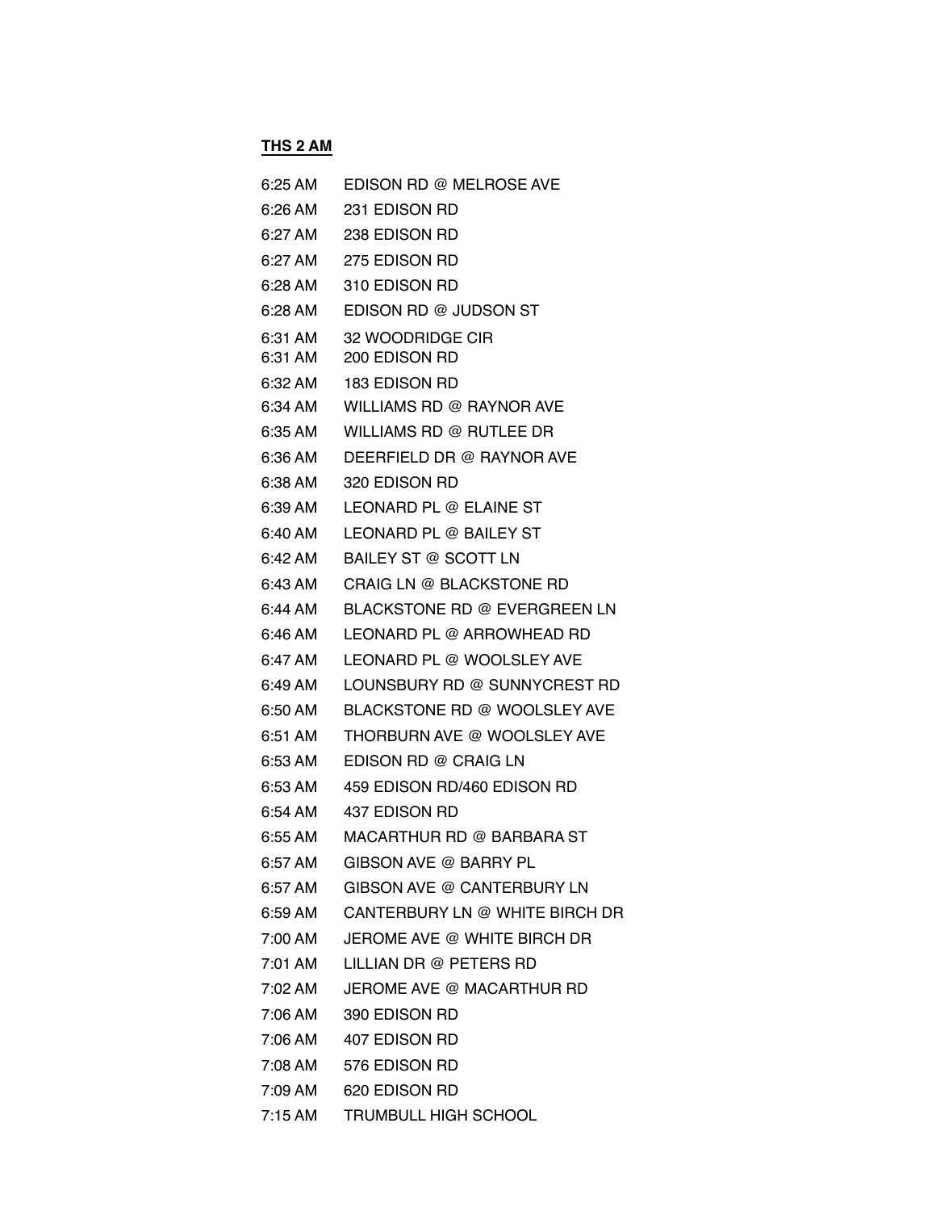**THS 2 AM**

| | |
|---|---|
| 6:25 AM | EDISON RD @ MELROSE AVE |
| 6:26 AM | 231 EDISON RD |
| 6:27 AM | 238 EDISON RD |
| 6:27 AM | 275 EDISON RD |
| 6:28 AM | 310 EDISON RD |
| 6:28 AM | EDISON RD @ JUDSON ST |
| 6:31 AM | 32 WOODRIDGE CIR |
| 6:31 AM | 200 EDISON RD |
| 6:32 AM | 183 EDISON RD |
| 6:34 AM | WILLIAMS RD @ RAYNOR AVE |
| 6:35 AM | WILLIAMS RD @ RUTLEE DR |
| 6:36 AM | DEERFIELD DR @ RAYNOR AVE |
| 6:38 AM | 320 EDISON RD |
| 6:39 AM | LEONARD PL @ ELAINE ST |
| 6:40 AM | LEONARD PL @ BAILEY ST |
| 6:42 AM | BAILEY ST @ SCOTT LN |
| 6:43 AM | CRAIG LN @ BLACKSTONE RD |
| 6:44 AM | BLACKSTONE RD @ EVERGREEN LN |
| 6:46 AM | LEONARD PL @ ARROWHEAD RD |
| 6:47 AM | LEONARD PL @ WOOLSLEY AVE |
| 6:49 AM | LOUNSBURY RD @ SUNNYCREST RD |
| 6:50 AM | BLACKSTONE RD @ WOOLSLEY AVE |
| 6:51 AM | THORBURN AVE @ WOOLSLEY AVE |
| 6:53 AM | EDISON RD @ CRAIG LN |
| 6:53 AM | 459 EDISON RD/460 EDISON RD |
| 6:54 AM | 437 EDISON RD |
| 6:55 AM | MACARTHUR RD @ BARBARA ST |
| 6:57 AM | GIBSON AVE @ BARRY PL |
| 6:57 AM | GIBSON AVE @ CANTERBURY LN |
| 6:59 AM | CANTERBURY LN @ WHITE BIRCH DR |
| 7:00 AM | JEROME AVE @ WHITE BIRCH DR |
| 7:01 AM | LILLIAN DR @ PETERS RD |
| 7:02 AM | JEROME AVE @ MACARTHUR RD |
| 7:06 AM | 390 EDISON RD |
| 7:06 AM | 407 EDISON RD |
| 7:08 AM | 576 EDISON RD |
| 7:09 AM | 620 EDISON RD |
| 7:15 AM | TRUMBULL HIGH SCHOOL |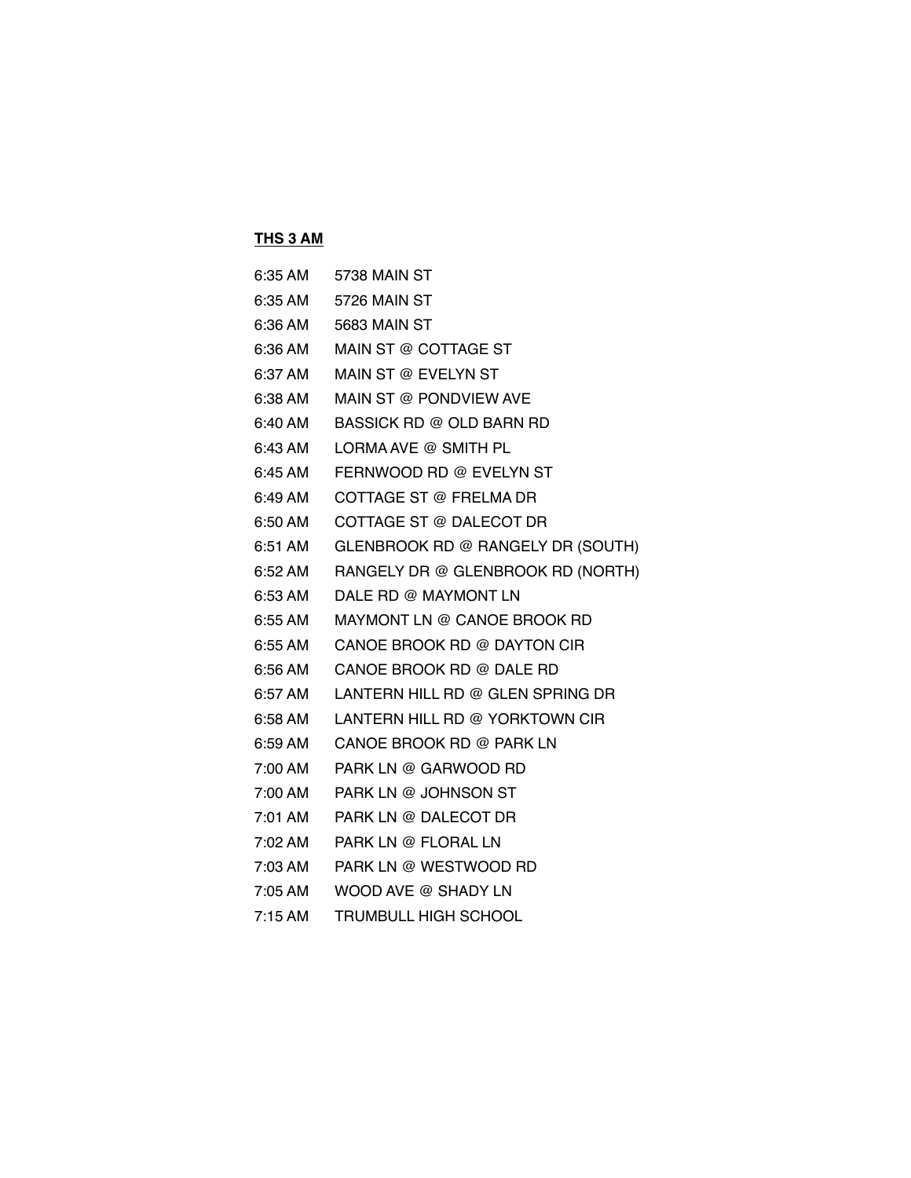**THS 3 AM**

| | |
|---|---|
| 6:35 AM | 5738 MAIN ST |
| 6:35 AM | 5726 MAIN ST |
| 6:36 AM | 5683 MAIN ST |
| 6:36 AM | MAIN ST @ COTTAGE ST |
| 6:37 AM | MAIN ST @ EVELYN ST |
| 6:38 AM | MAIN ST @ PONDVIEW AVE |
| 6:40 AM | BASSICK RD @ OLD BARN RD |
| 6:43 AM | LORMA AVE @ SMITH PL |
| 6:45 AM | FERNWOOD RD @ EVELYN ST |
| 6:49 AM | COTTAGE ST @ FRELMA DR |
| 6:50 AM | COTTAGE ST @ DALECOT DR |
| 6:51 AM | GLENBROOK RD @ RANGELY DR (SOUTH) |
| 6:52 AM | RANGELY DR @ GLENBROOK RD (NORTH) |
| 6:53 AM | DALE RD @ MAYMONT LN |
| 6:55 AM | MAYMONT LN @ CANOE BROOK RD |
| 6:55 AM | CANOE BROOK RD @ DAYTON CIR |
| 6:56 AM | CANOE BROOK RD @ DALE RD |
| 6:57 AM | LANTERN HILL RD @ GLEN SPRING DR |
| 6:58 AM | LANTERN HILL RD @ YORKTOWN CIR |
| 6:59 AM | CANOE BROOK RD @ PARK LN |
| 7:00 AM | PARK LN @ GARWOOD RD |
| 7:00 AM | PARK LN @ JOHNSON ST |
| 7:01 AM | PARK LN @ DALECOT DR |
| 7:02 AM | PARK LN @ FLORAL LN |
| 7:03 AM | PARK LN @ WESTWOOD RD |
| 7:05 AM | WOOD AVE @ SHADY LN |
| 7:15 AM | TRUMBULL HIGH SCHOOL |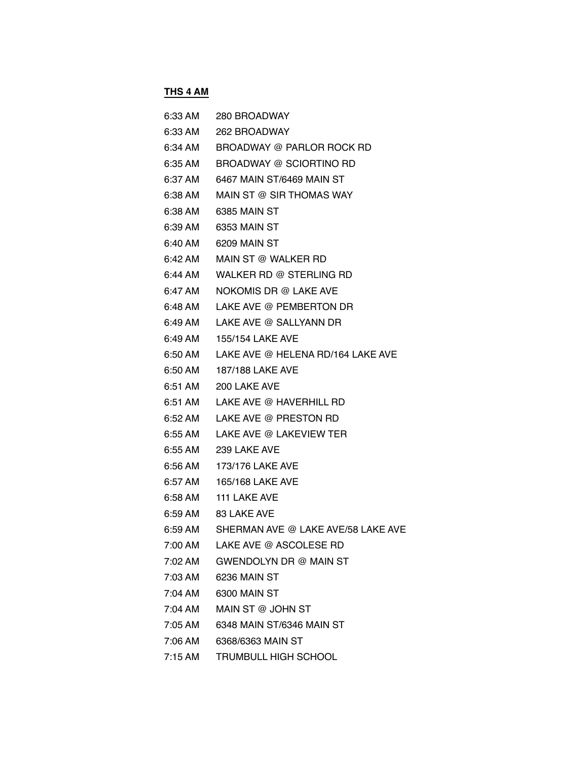**THS 4 AM**

| | |
|---|---|
| 6:33 AM | 280 BROADWAY |
| 6:33 AM | 262 BROADWAY |
| 6:34 AM | BROADWAY @ PARLOR ROCK RD |
| 6:35 AM | BROADWAY @ SCIORTINO RD |
| 6:37 AM | 6467 MAIN ST/6469 MAIN ST |
| 6:38 AM | MAIN ST @ SIR THOMAS WAY |
| 6:38 AM | 6385 MAIN ST |
| 6:39 AM | 6353 MAIN ST |
| 6:40 AM | 6209 MAIN ST |
| 6:42 AM | MAIN ST @ WALKER RD |
| 6:44 AM | WALKER RD @ STERLING RD |
| 6:47 AM | NOKOMIS DR @ LAKE AVE |
| 6:48 AM | LAKE AVE @ PEMBERTON DR |
| 6:49 AM | LAKE AVE @ SALLYANN DR |
| 6:49 AM | 155/154 LAKE AVE |
| 6:50 AM | LAKE AVE @ HELENA RD/164 LAKE AVE |
| 6:50 AM | 187/188 LAKE AVE |
| 6:51 AM | 200 LAKE AVE |
| 6:51 AM | LAKE AVE @ HAVERHILL RD |
| 6:52 AM | LAKE AVE @ PRESTON RD |
| 6:55 AM | LAKE AVE @ LAKEVIEW TER |
| 6:55 AM | 239 LAKE AVE |
| 6:56 AM | 173/176 LAKE AVE |
| 6:57 AM | 165/168 LAKE AVE |
| 6:58 AM | 111 LAKE AVE |
| 6:59 AM | 83 LAKE AVE |
| 6:59 AM | SHERMAN AVE @ LAKE AVE/58 LAKE AVE |
| 7:00 AM | LAKE AVE @ ASCOLESE RD |
| 7:02 AM | GWENDOLYN DR @ MAIN ST |
| 7:03 AM | 6236 MAIN ST |
| 7:04 AM | 6300 MAIN ST |
| 7:04 AM | MAIN ST @ JOHN ST |
| 7:05 AM | 6348 MAIN ST/6346 MAIN ST |
| 7:06 AM | 6368/6363 MAIN ST |
| 7:15 AM | TRUMBULL HIGH SCHOOL |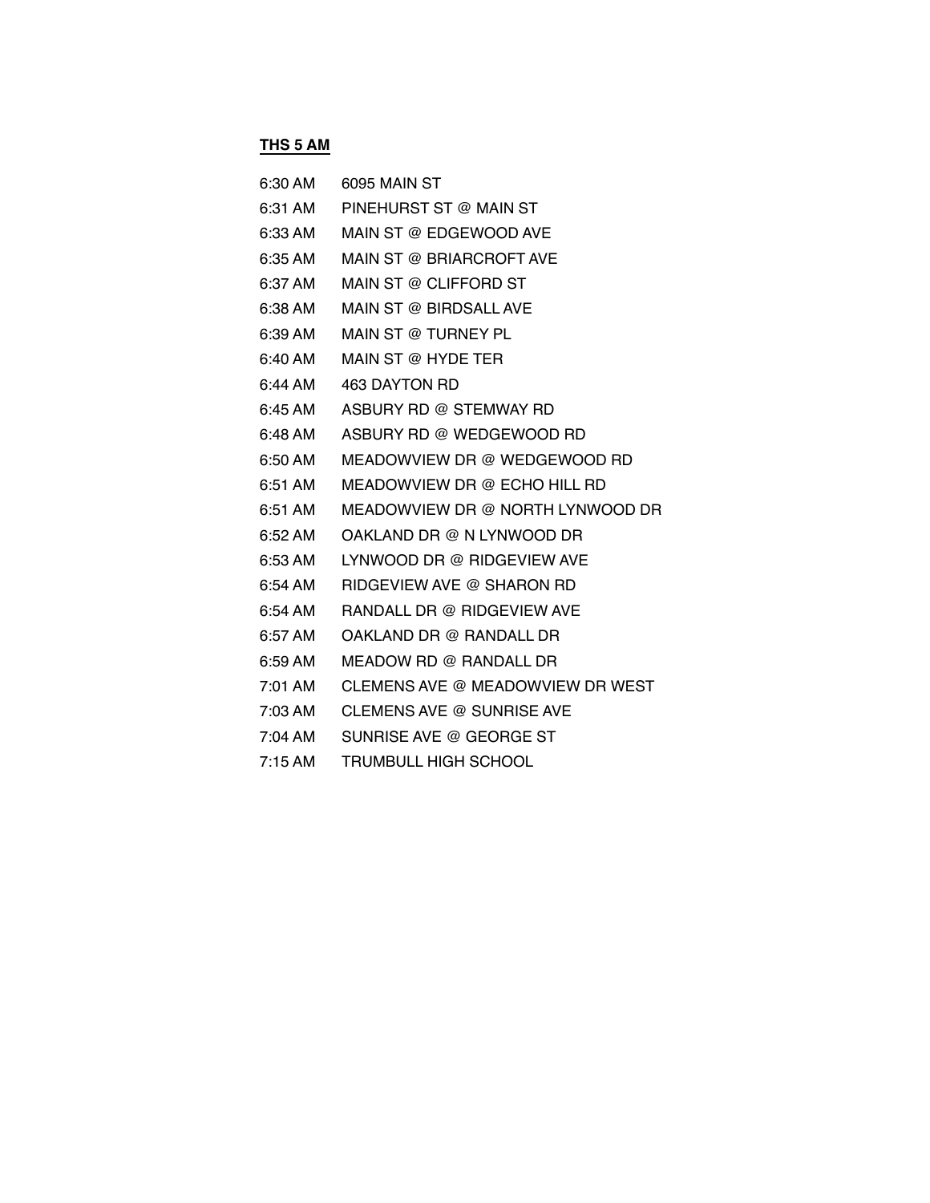**THS 5 AM**

| | |
|---|---|
| 6:30 AM | 6095 MAIN ST |
| 6:31 AM | PINEHURST ST @ MAIN ST |
| 6:33 AM | MAIN ST @ EDGEWOOD AVE |
| 6:35 AM | MAIN ST @ BRIARCROFT AVE |
| 6:37 AM | MAIN ST @ CLIFFORD ST |
| 6:38 AM | MAIN ST @ BIRDSALL AVE |
| 6:39 AM | MAIN ST @ TURNEY PL |
| 6:40 AM | MAIN ST @ HYDE TER |
| 6:44 AM | 463 DAYTON RD |
| 6:45 AM | ASBURY RD @ STEMWAY RD |
| 6:48 AM | ASBURY RD @ WEDGEWOOD RD |
| 6:50 AM | MEADOWVIEW DR @ WEDGEWOOD RD |
| 6:51 AM | MEADOWVIEW DR @ ECHO HILL RD |
| 6:51 AM | MEADOWVIEW DR @ NORTH LYNWOOD DR |
| 6:52 AM | OAKLAND DR @ N LYNWOOD DR |
| 6:53 AM | LYNWOOD DR @ RIDGEVIEW AVE |
| 6:54 AM | RIDGEVIEW AVE @ SHARON RD |
| 6:54 AM | RANDALL DR @ RIDGEVIEW AVE |
| 6:57 AM | OAKLAND DR @ RANDALL DR |
| 6:59 AM | MEADOW RD @ RANDALL DR |
| 7:01 AM | CLEMENS AVE @ MEADOWVIEW DR WEST |
| 7:03 AM | CLEMENS AVE @ SUNRISE AVE |
| 7:04 AM | SUNRISE AVE @ GEORGE ST |
| 7:15 AM | TRUMBULL HIGH SCHOOL |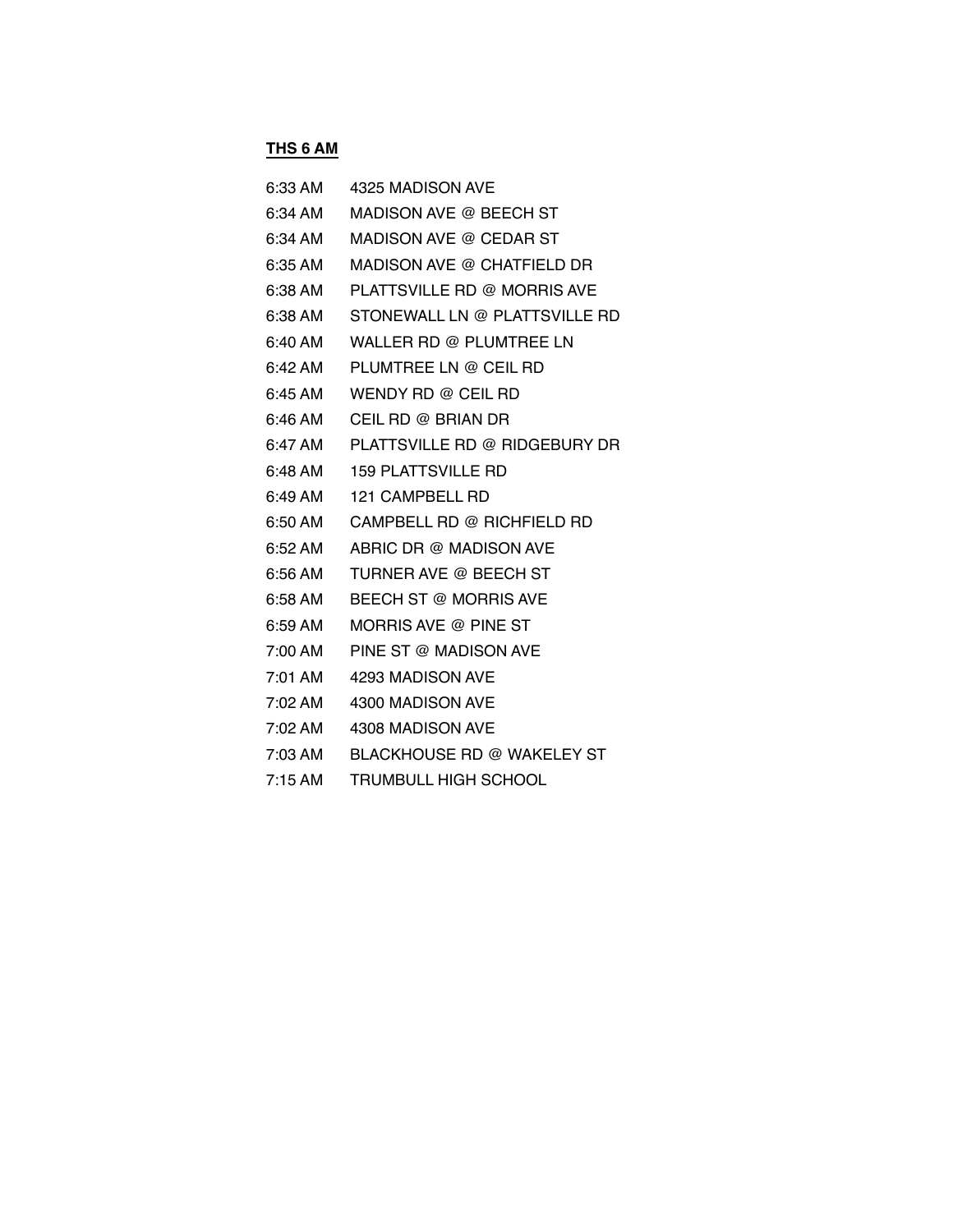**THS 6 AM**

| | |
|---|---|
| 6:33 AM | 4325 MADISON AVE |
| 6:34 AM | MADISON AVE @ BEECH ST |
| 6:34 AM | MADISON AVE @ CEDAR ST |
| 6:35 AM | MADISON AVE @ CHATFIELD DR |
| 6:38 AM | PLATTSVILLE RD @ MORRIS AVE |
| 6:38 AM | STONEWALL LN @ PLATTSVILLE RD |
| 6:40 AM | WALLER RD @ PLUMTREE LN |
| 6:42 AM | PLUMTREE LN @ CEIL RD |
| 6:45 AM | WENDY RD @ CEIL RD |
| 6:46 AM | CEIL RD @ BRIAN DR |
| 6:47 AM | PLATTSVILLE RD @ RIDGEBURY DR |
| 6:48 AM | 159 PLATTSVILLE RD |
| 6:49 AM | 121 CAMPBELL RD |
| 6:50 AM | CAMPBELL RD @ RICHFIELD RD |
| 6:52 AM | ABRIC DR @ MADISON AVE |
| 6:56 AM | TURNER AVE @ BEECH ST |
| 6:58 AM | BEECH ST @ MORRIS AVE |
| 6:59 AM | MORRIS AVE @ PINE ST |
| 7:00 AM | PINE ST @ MADISON AVE |
| 7:01 AM | 4293 MADISON AVE |
| 7:02 AM | 4300 MADISON AVE |
| 7:02 AM | 4308 MADISON AVE |
| 7:03 AM | BLACKHOUSE RD @ WAKELEY ST |
| 7:15 AM | TRUMBULL HIGH SCHOOL |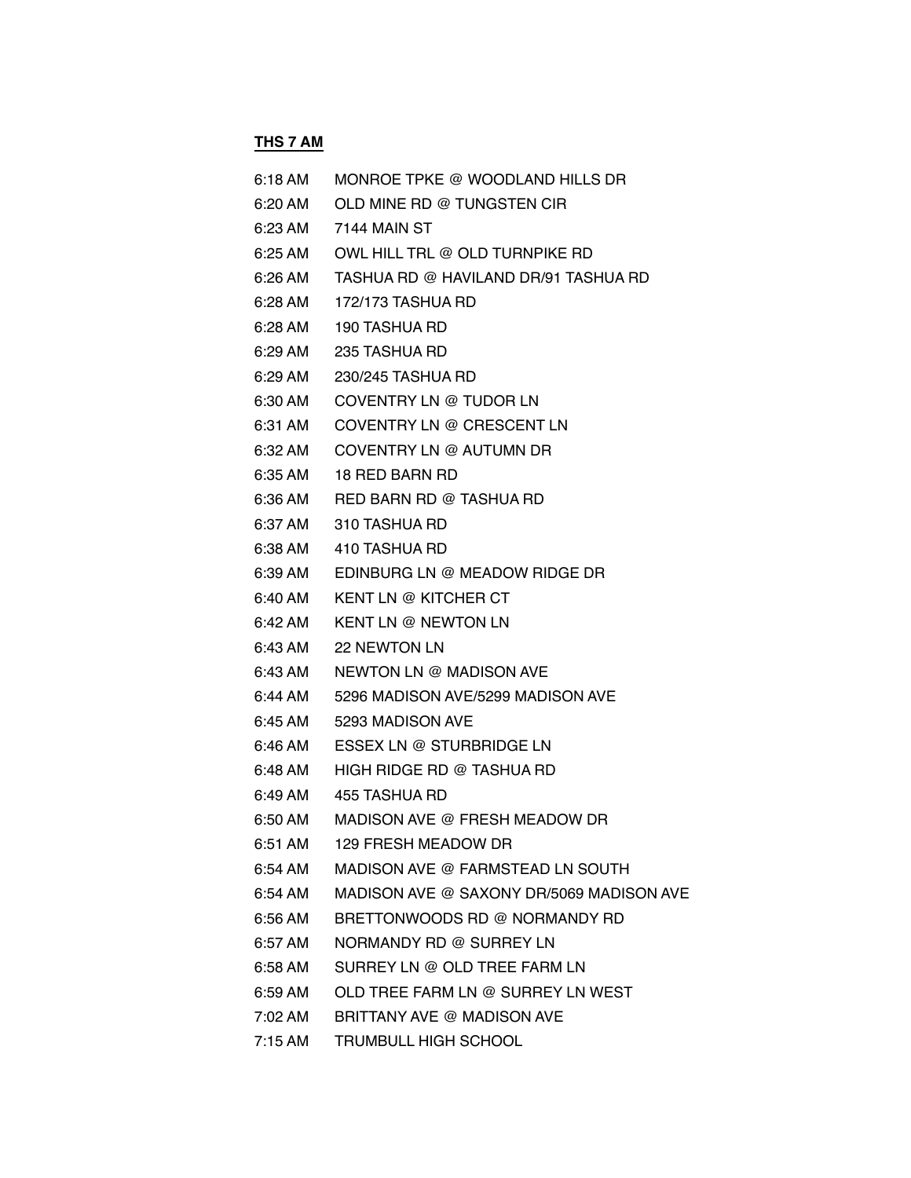**THS 7 AM**

| | |
|---|---|
| 6:18 AM | MONROE TPKE @ WOODLAND HILLS DR |
| 6:20 AM | OLD MINE RD @ TUNGSTEN CIR |
| 6:23 AM | 7144 MAIN ST |
| 6:25 AM | OWL HILL TRL @ OLD TURNPIKE RD |
| 6:26 AM | TASHUA RD @ HAVILAND DR/91 TASHUA RD |
| 6:28 AM | 172/173 TASHUA RD |
| 6:28 AM | 190 TASHUA RD |
| 6:29 AM | 235 TASHUA RD |
| 6:29 AM | 230/245 TASHUA RD |
| 6:30 AM | COVENTRY LN @ TUDOR LN |
| 6:31 AM | COVENTRY LN @ CRESCENT LN |
| 6:32 AM | COVENTRY LN @ AUTUMN DR |
| 6:35 AM | 18 RED BARN RD |
| 6:36 AM | RED BARN RD @ TASHUA RD |
| 6:37 AM | 310 TASHUA RD |
| 6:38 AM | 410 TASHUA RD |
| 6:39 AM | EDINBURG LN @ MEADOW RIDGE DR |
| 6:40 AM | KENT LN @ KITCHER CT |
| 6:42 AM | KENT LN @ NEWTON LN |
| 6:43 AM | 22 NEWTON LN |
| 6:43 AM | NEWTON LN @ MADISON AVE |
| 6:44 AM | 5296 MADISON AVE/5299 MADISON AVE |
| 6:45 AM | 5293 MADISON AVE |
| 6:46 AM | ESSEX LN @ STURBRIDGE LN |
| 6:48 AM | HIGH RIDGE RD @ TASHUA RD |
| 6:49 AM | 455 TASHUA RD |
| 6:50 AM | MADISON AVE @ FRESH MEADOW DR |
| 6:51 AM | 129 FRESH MEADOW DR |
| 6:54 AM | MADISON AVE @ FARMSTEAD LN SOUTH |
| 6:54 AM | MADISON AVE @ SAXONY DR/5069 MADISON AVE |
| 6:56 AM | BRETTONWOODS RD @ NORMANDY RD |
| 6:57 AM | NORMANDY RD @ SURREY LN |
| 6:58 AM | SURREY LN @ OLD TREE FARM LN |
| 6:59 AM | OLD TREE FARM LN @ SURREY LN WEST |
| 7:02 AM | BRITTANY AVE @ MADISON AVE |
| 7:15 AM | TRUMBULL HIGH SCHOOL |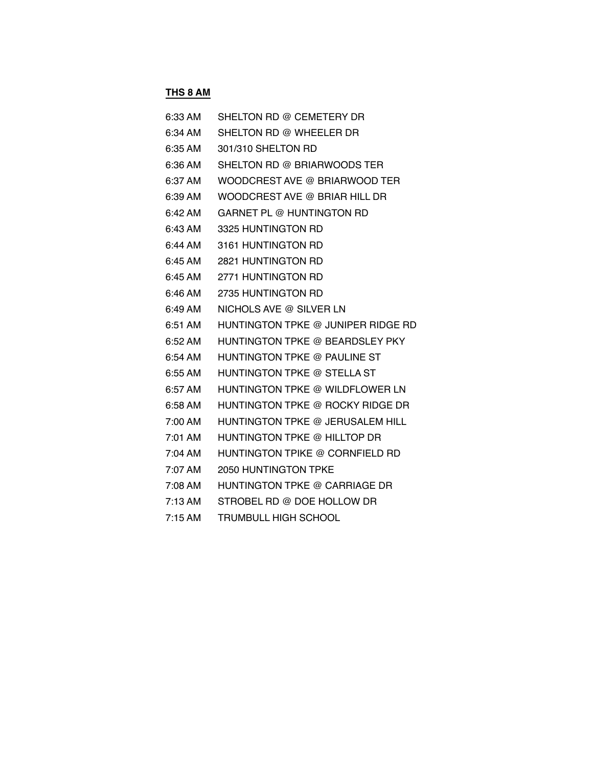**THS 8 AM**

| | |
|---|---|
| 6:33 AM | SHELTON RD @ CEMETERY DR |
| 6:34 AM | SHELTON RD @ WHEELER DR |
| 6:35 AM | 301/310 SHELTON RD |
| 6:36 AM | SHELTON RD @ BRIARWOODS TER |
| 6:37 AM | WOODCREST AVE @ BRIARWOOD TER |
| 6:39 AM | WOODCREST AVE @ BRIAR HILL DR |
| 6:42 AM | GARNET PL @ HUNTINGTON RD |
| 6:43 AM | 3325 HUNTINGTON RD |
| 6:44 AM | 3161 HUNTINGTON RD |
| 6:45 AM | 2821 HUNTINGTON RD |
| 6:45 AM | 2771 HUNTINGTON RD |
| 6:46 AM | 2735 HUNTINGTON RD |
| 6:49 AM | NICHOLS AVE @ SILVER LN |
| 6:51 AM | HUNTINGTON TPKE @ JUNIPER RIDGE RD |
| 6:52 AM | HUNTINGTON TPKE @ BEARDSLEY PKY |
| 6:54 AM | HUNTINGTON TPKE @ PAULINE ST |
| 6:55 AM | HUNTINGTON TPKE @ STELLA ST |
| 6:57 AM | HUNTINGTON TPKE @ WILDFLOWER LN |
| 6:58 AM | HUNTINGTON TPKE @ ROCKY RIDGE DR |
| 7:00 AM | HUNTINGTON TPKE @ JERUSALEM HILL |
| 7:01 AM | HUNTINGTON TPKE @ HILLTOP DR |
| 7:04 AM | HUNTINGTON TPIKE @ CORNFIELD RD |
| 7:07 AM | 2050 HUNTINGTON TPKE |
| 7:08 AM | HUNTINGTON TPKE @ CARRIAGE DR |
| 7:13 AM | STROBEL RD @ DOE HOLLOW DR |
| 7:15 AM | TRUMBULL HIGH SCHOOL |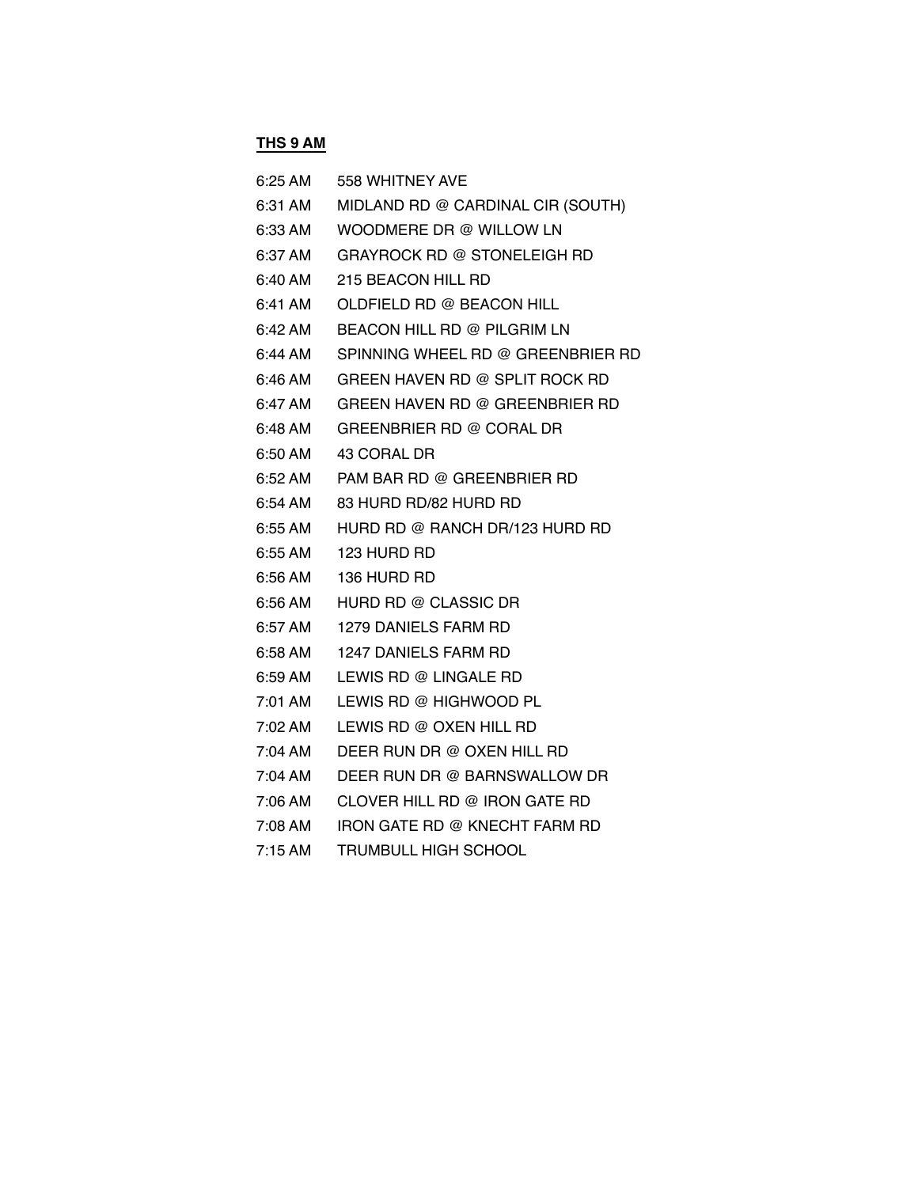**THS 9 AM**

| | |
|---|---|
| 6:25 AM | 558 WHITNEY AVE |
| 6:31 AM | MIDLAND RD @ CARDINAL CIR (SOUTH) |
| 6:33 AM | WOODMERE DR @ WILLOW LN |
| 6:37 AM | GRAYROCK RD @ STONELEIGH RD |
| 6:40 AM | 215 BEACON HILL RD |
| 6:41 AM | OLDFIELD RD @ BEACON HILL |
| 6:42 AM | BEACON HILL RD @ PILGRIM LN |
| 6:44 AM | SPINNING WHEEL RD @ GREENBRIER RD |
| 6:46 AM | GREEN HAVEN RD @ SPLIT ROCK RD |
| 6:47 AM | GREEN HAVEN RD @ GREENBRIER RD |
| 6:48 AM | GREENBRIER RD @ CORAL DR |
| 6:50 AM | 43 CORAL DR |
| 6:52 AM | PAM BAR RD @ GREENBRIER RD |
| 6:54 AM | 83 HURD RD/82 HURD RD |
| 6:55 AM | HURD RD @ RANCH DR/123 HURD RD |
| 6:55 AM | 123 HURD RD |
| 6:56 AM | 136 HURD RD |
| 6:56 AM | HURD RD @ CLASSIC DR |
| 6:57 AM | 1279 DANIELS FARM RD |
| 6:58 AM | 1247 DANIELS FARM RD |
| 6:59 AM | LEWIS RD @ LINGALE RD |
| 7:01 AM | LEWIS RD @ HIGHWOOD PL |
| 7:02 AM | LEWIS RD @ OXEN HILL RD |
| 7:04 AM | DEER RUN DR @ OXEN HILL RD |
| 7:04 AM | DEER RUN DR @ BARNSWALLOW DR |
| 7:06 AM | CLOVER HILL RD @ IRON GATE RD |
| 7:08 AM | IRON GATE RD @ KNECHT FARM RD |
| 7:15 AM | TRUMBULL HIGH SCHOOL |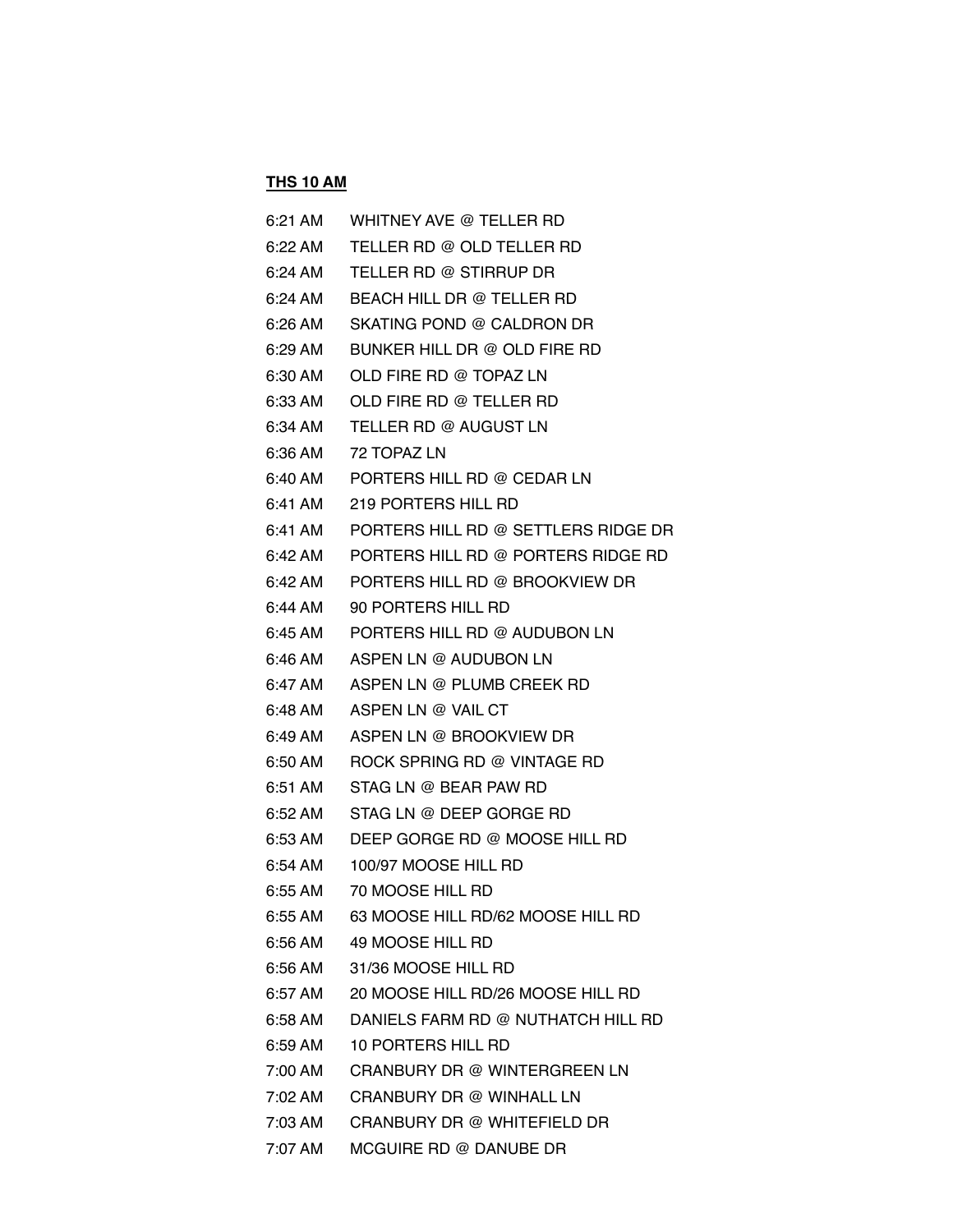**THS 10 AM**

| | |
|---|---|
| 6:21 AM | WHITNEY AVE @ TELLER RD |
| 6:22 AM | TELLER RD @ OLD TELLER RD |
| 6:24 AM | TELLER RD @ STIRRUP DR |
| 6:24 AM | BEACH HILL DR @ TELLER RD |
| 6:26 AM | SKATING POND @ CALDRON DR |
| 6:29 AM | BUNKER HILL DR @ OLD FIRE RD |
| 6:30 AM | OLD FIRE RD @ TOPAZ LN |
| 6:33 AM | OLD FIRE RD @ TELLER RD |
| 6:34 AM | TELLER RD @ AUGUST LN |
| 6:36 AM | 72 TOPAZ LN |
| 6:40 AM | PORTERS HILL RD @ CEDAR LN |
| 6:41 AM | 219 PORTERS HILL RD |
| 6:41 AM | PORTERS HILL RD @ SETTLERS RIDGE DR |
| 6:42 AM | PORTERS HILL RD @ PORTERS RIDGE RD |
| 6:42 AM | PORTERS HILL RD @ BROOKVIEW DR |
| 6:44 AM | 90 PORTERS HILL RD |
| 6:45 AM | PORTERS HILL RD @ AUDUBON LN |
| 6:46 AM | ASPEN LN @ AUDUBON LN |
| 6:47 AM | ASPEN LN @ PLUMB CREEK RD |
| 6:48 AM | ASPEN LN @ VAIL CT |
| 6:49 AM | ASPEN LN @ BROOKVIEW DR |
| 6:50 AM | ROCK SPRING RD @ VINTAGE RD |
| 6:51 AM | STAG LN @ BEAR PAW RD |
| 6:52 AM | STAG LN @ DEEP GORGE RD |
| 6:53 AM | DEEP GORGE RD @ MOOSE HILL RD |
| 6:54 AM | 100/97 MOOSE HILL RD |
| 6:55 AM | 70 MOOSE HILL RD |
| 6:55 AM | 63 MOOSE HILL RD/62 MOOSE HILL RD |
| 6:56 AM | 49 MOOSE HILL RD |
| 6:56 AM | 31/36 MOOSE HILL RD |
| 6:57 AM | 20 MOOSE HILL RD/26 MOOSE HILL RD |
| 6:58 AM | DANIELS FARM RD @ NUTHATCH HILL RD |
| 6:59 AM | 10 PORTERS HILL RD |
| 7:00 AM | CRANBURY DR @ WINTERGREEN LN |
| 7:02 AM | CRANBURY DR @ WINHALL LN |
| 7:03 AM | CRANBURY DR @ WHITEFIELD DR |
| 7:07 AM | MCGUIRE RD @ DANUBE DR |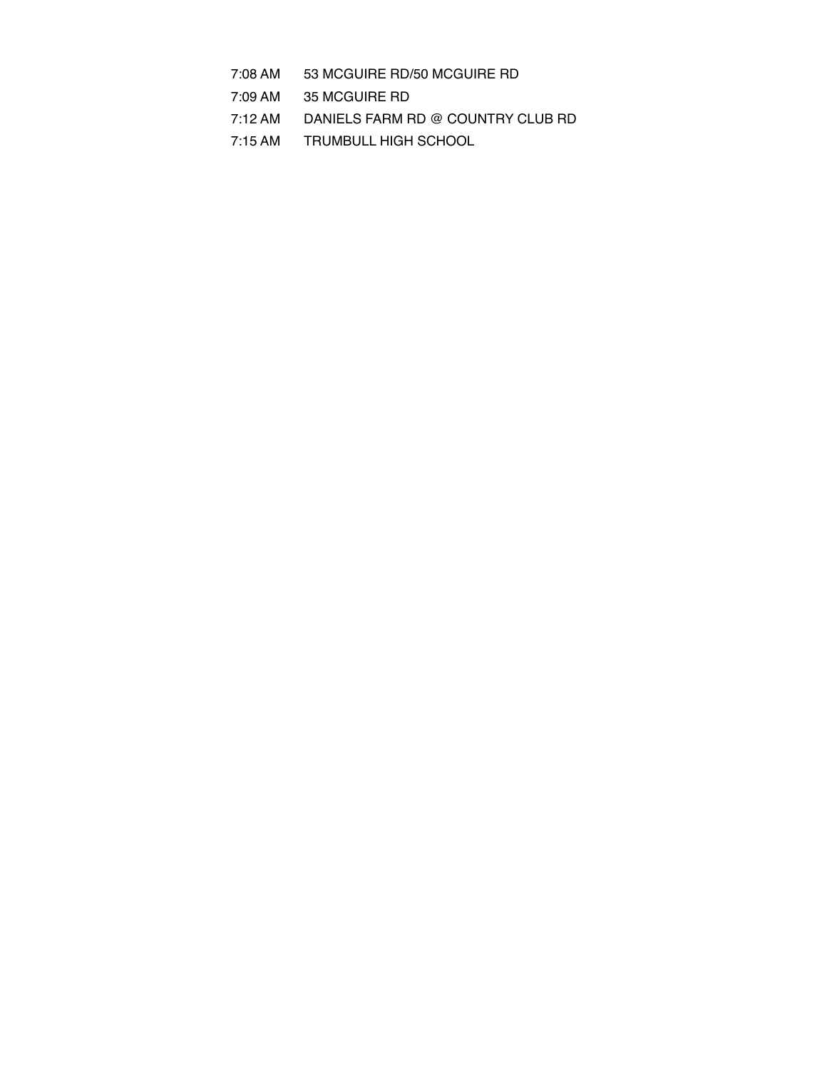| | |
|---|---|
| 7:08 AM | 53 MCGUIRE RD/50 MCGUIRE RD |
| 7:09 AM | 35 MCGUIRE RD |
| 7:12 AM | DANIELS FARM RD @ COUNTRY CLUB RD |
| 7:15 AM | TRUMBULL HIGH SCHOOL |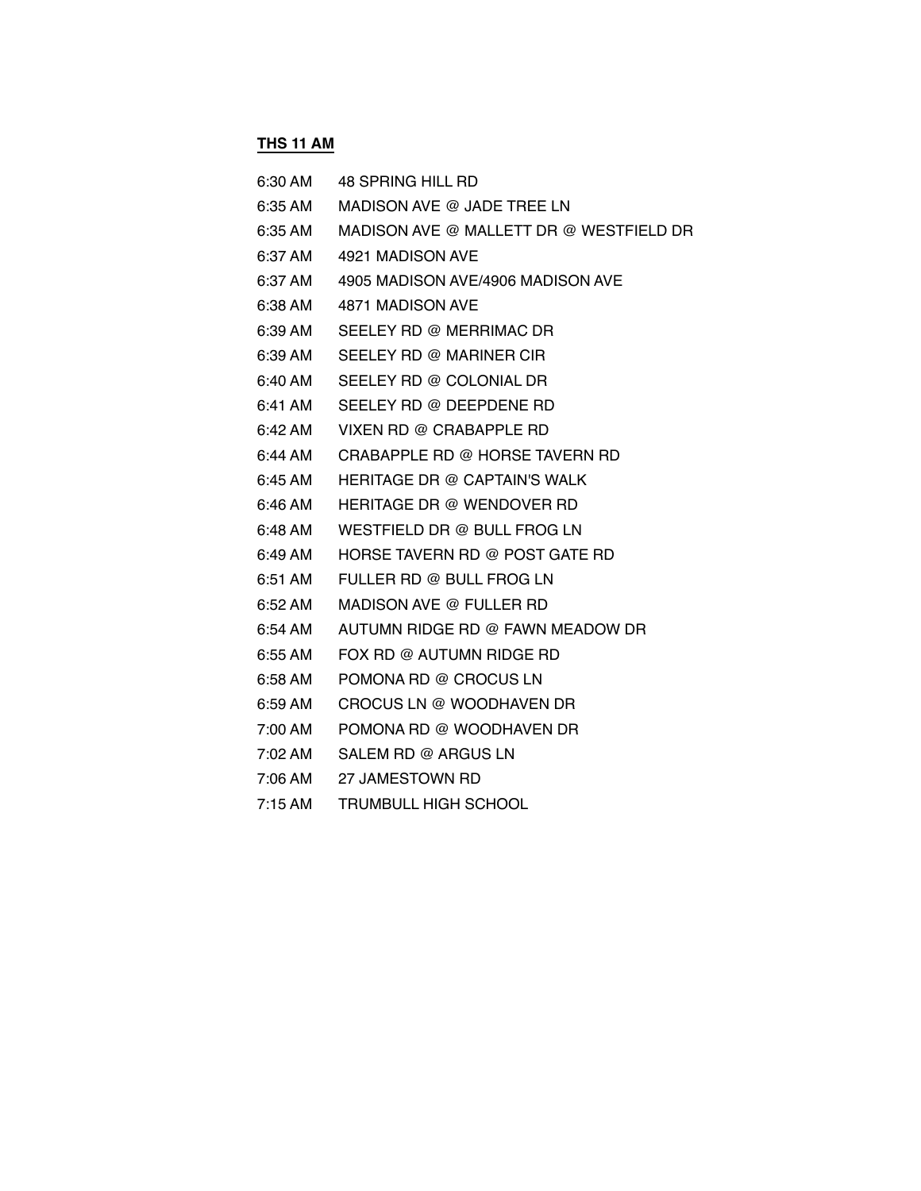**THS 11 AM**

| | |
|---|---|
| 6:30 AM | 48 SPRING HILL RD |
| 6:35 AM | MADISON AVE @ JADE TREE LN |
| 6:35 AM | MADISON AVE @ MALLETT DR @ WESTFIELD DR |
| 6:37 AM | 4921 MADISON AVE |
| 6:37 AM | 4905 MADISON AVE/4906 MADISON AVE |
| 6:38 AM | 4871 MADISON AVE |
| 6:39 AM | SEELEY RD @ MERRIMAC DR |
| 6:39 AM | SEELEY RD @ MARINER CIR |
| 6:40 AM | SEELEY RD @ COLONIAL DR |
| 6:41 AM | SEELEY RD @ DEEPDENE RD |
| 6:42 AM | VIXEN RD @ CRABAPPLE RD |
| 6:44 AM | CRABAPPLE RD @ HORSE TAVERN RD |
| 6:45 AM | HERITAGE DR @ CAPTAIN'S WALK |
| 6:46 AM | HERITAGE DR @ WENDOVER RD |
| 6:48 AM | WESTFIELD DR @ BULL FROG LN |
| 6:49 AM | HORSE TAVERN RD @ POST GATE RD |
| 6:51 AM | FULLER RD @ BULL FROG LN |
| 6:52 AM | MADISON AVE @ FULLER RD |
| 6:54 AM | AUTUMN RIDGE RD @ FAWN MEADOW DR |
| 6:55 AM | FOX RD @ AUTUMN RIDGE RD |
| 6:58 AM | POMONA RD @ CROCUS LN |
| 6:59 AM | CROCUS LN @ WOODHAVEN DR |
| 7:00 AM | POMONA RD @ WOODHAVEN DR |
| 7:02 AM | SALEM RD @ ARGUS LN |
| 7:06 AM | 27 JAMESTOWN RD |
| 7:15 AM | TRUMBULL HIGH SCHOOL |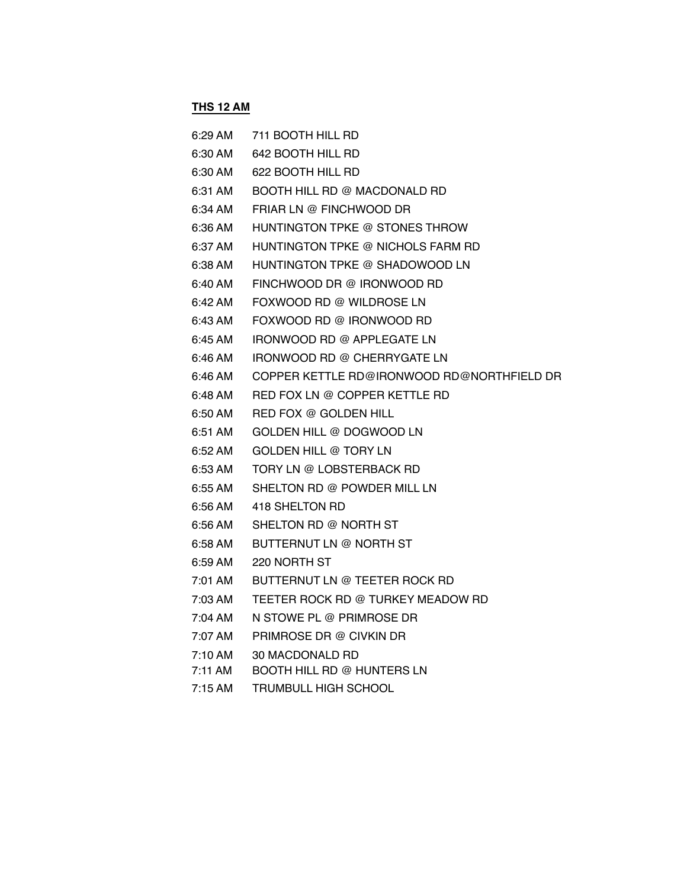**THS 12 AM**

6:29 AM 711 BOOTH HILL RD
6:30 AM 642 BOOTH HILL RD
6:30 AM 622 BOOTH HILL RD
6:31 AM BOOTH HILL RD @ MACDONALD RD
6:34 AM FRIAR LN @ FINCHWOOD DR
6:36 AM HUNTINGTON TPKE @ STONES THROW
6:37 AM HUNTINGTON TPKE @ NICHOLS FARM RD
6:38 AM HUNTINGTON TPKE @ SHADOWOOD LN
6:40 AM FINCHWOOD DR @ IRONWOOD RD
6:42 AM FOXWOOD RD @ WILDROSE LN
6:43 AM FOXWOOD RD @ IRONWOOD RD
6:45 AM IRONWOOD RD @ APPLEGATE LN
6:46 AM IRONWOOD RD @ CHERRYGATE LN
6:46 AM COPPER KETTLE RD@IRONWOOD RD@NORTHFIELD DR
6:48 AM RED FOX LN @ COPPER KETTLE RD
6:50 AM RED FOX @ GOLDEN HILL
6:51 AM GOLDEN HILL @ DOGWOOD LN
6:52 AM GOLDEN HILL @ TORY LN
6:53 AM TORY LN @ LOBSTERBACK RD
6:55 AM SHELTON RD @ POWDER MILL LN
6:56 AM 418 SHELTON RD
6:56 AM SHELTON RD @ NORTH ST
6:58 AM BUTTERNUT LN @ NORTH ST
6:59 AM 220 NORTH ST
7:01 AM BUTTERNUT LN @ TEETER ROCK RD
7:03 AM TEETER ROCK RD @ TURKEY MEADOW RD
7:04 AM N STOWE PL @ PRIMROSE DR
7:07 AM PRIMROSE DR @ CIVKIN DR
7:10 AM 30 MACDONALD RD
7:11 AM BOOTH HILL RD @ HUNTERS LN
7:15 AM TRUMBULL HIGH SCHOOL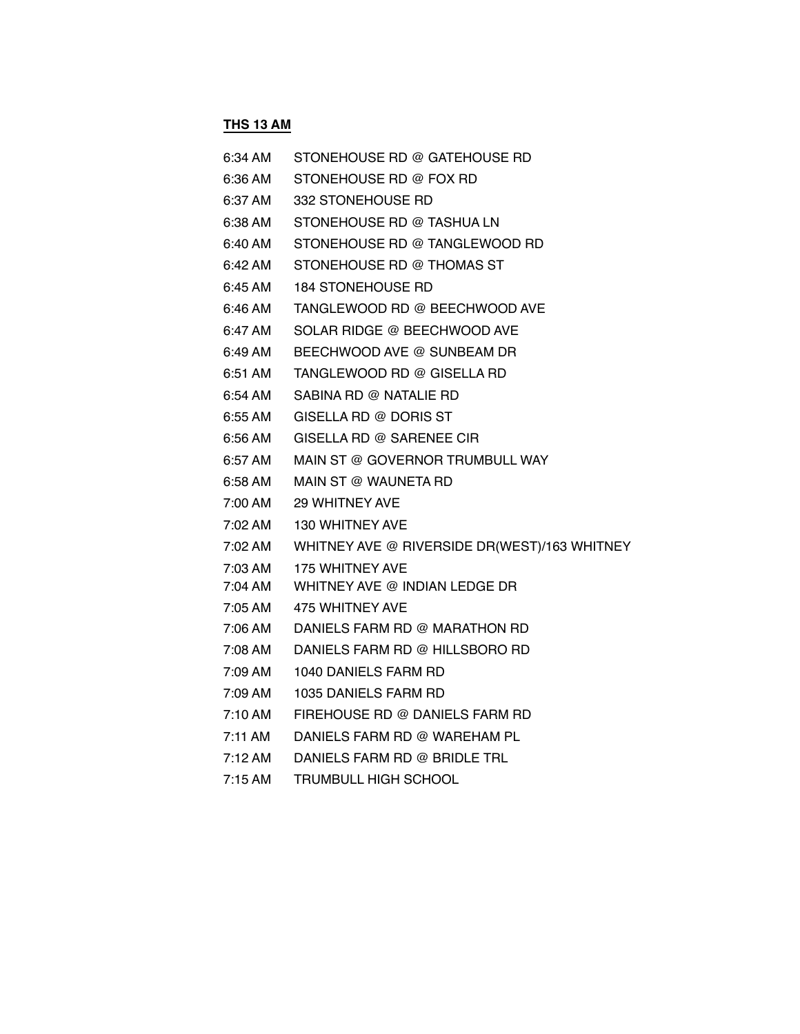**THS 13 AM**

| | |
|---|---|
| 6:34 AM | STONEHOUSE RD @ GATEHOUSE RD |
| 6:36 AM | STONEHOUSE RD @ FOX RD |
| 6:37 AM | 332 STONEHOUSE RD |
| 6:38 AM | STONEHOUSE RD @ TASHUA LN |
| 6:40 AM | STONEHOUSE RD @ TANGLEWOOD RD |
| 6:42 AM | STONEHOUSE RD @ THOMAS ST |
| 6:45 AM | 184 STONEHOUSE RD |
| 6:46 AM | TANGLEWOOD RD @ BEECHWOOD AVE |
| 6:47 AM | SOLAR RIDGE @ BEECHWOOD AVE |
| 6:49 AM | BEECHWOOD AVE @ SUNBEAM DR |
| 6:51 AM | TANGLEWOOD RD @ GISELLA RD |
| 6:54 AM | SABINA RD @ NATALIE RD |
| 6:55 AM | GISELLA RD @ DORIS ST |
| 6:56 AM | GISELLA RD @ SARENEE CIR |
| 6:57 AM | MAIN ST @ GOVERNOR TRUMBULL WAY |
| 6:58 AM | MAIN ST @ WAUNETA RD |
| 7:00 AM | 29 WHITNEY AVE |
| 7:02 AM | 130 WHITNEY AVE |
| 7:02 AM | WHITNEY AVE @ RIVERSIDE DR(WEST)/163 WHITNEY |
| 7:03 AM | 175 WHITNEY AVE |
| 7:04 AM | WHITNEY AVE @ INDIAN LEDGE DR |
| 7:05 AM | 475 WHITNEY AVE |
| 7:06 AM | DANIELS FARM RD @ MARATHON RD |
| 7:08 AM | DANIELS FARM RD @ HILLSBORO RD |
| 7:09 AM | 1040 DANIELS FARM RD |
| 7:09 AM | 1035 DANIELS FARM RD |
| 7:10 AM | FIREHOUSE RD @ DANIELS FARM RD |
| 7:11 AM | DANIELS FARM RD @ WAREHAM PL |
| 7:12 AM | DANIELS FARM RD @ BRIDLE TRL |
| 7:15 AM | TRUMBULL HIGH SCHOOL |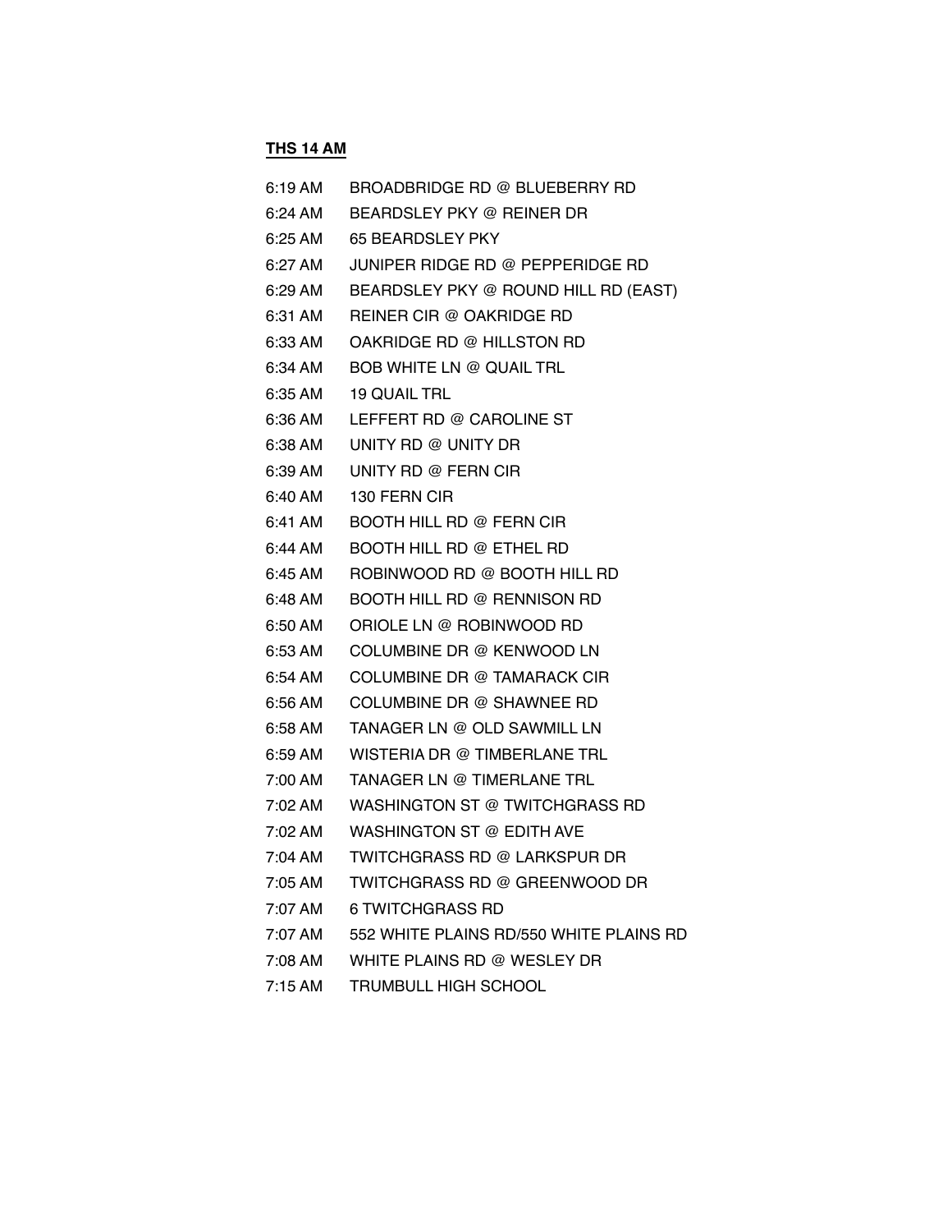**THS 14 AM**

| | |
|---|---|
| 6:19 AM | BROADBRIDGE RD @ BLUEBERRY RD |
| 6:24 AM | BEARDSLEY PKY @ REINER DR |
| 6:25 AM | 65 BEARDSLEY PKY |
| 6:27 AM | JUNIPER RIDGE RD @ PEPPERIDGE RD |
| 6:29 AM | BEARDSLEY PKY @ ROUND HILL RD (EAST) |
| 6:31 AM | REINER CIR @ OAKRIDGE RD |
| 6:33 AM | OAKRIDGE RD @ HILLSTON RD |
| 6:34 AM | BOB WHITE LN @ QUAIL TRL |
| 6:35 AM | 19 QUAIL TRL |
| 6:36 AM | LEFFERT RD @ CAROLINE ST |
| 6:38 AM | UNITY RD @ UNITY DR |
| 6:39 AM | UNITY RD @ FERN CIR |
| 6:40 AM | 130 FERN CIR |
| 6:41 AM | BOOTH HILL RD @ FERN CIR |
| 6:44 AM | BOOTH HILL RD @ ETHEL RD |
| 6:45 AM | ROBINWOOD RD @ BOOTH HILL RD |
| 6:48 AM | BOOTH HILL RD @ RENNISON RD |
| 6:50 AM | ORIOLE LN @ ROBINWOOD RD |
| 6:53 AM | COLUMBINE DR @ KENWOOD LN |
| 6:54 AM | COLUMBINE DR @ TAMARACK CIR |
| 6:56 AM | COLUMBINE DR @ SHAWNEE RD |
| 6:58 AM | TANAGER LN @ OLD SAWMILL LN |
| 6:59 AM | WISTERIA DR @ TIMBERLANE TRL |
| 7:00 AM | TANAGER LN @ TIMERLANE TRL |
| 7:02 AM | WASHINGTON ST @ TWITCHGRASS RD |
| 7:02 AM | WASHINGTON ST @ EDITH AVE |
| 7:04 AM | TWITCHGRASS RD @ LARKSPUR DR |
| 7:05 AM | TWITCHGRASS RD @ GREENWOOD DR |
| 7:07 AM | 6 TWITCHGRASS RD |
| 7:07 AM | 552 WHITE PLAINS RD/550 WHITE PLAINS RD |
| 7:08 AM | WHITE PLAINS RD @ WESLEY DR |
| 7:15 AM | TRUMBULL HIGH SCHOOL |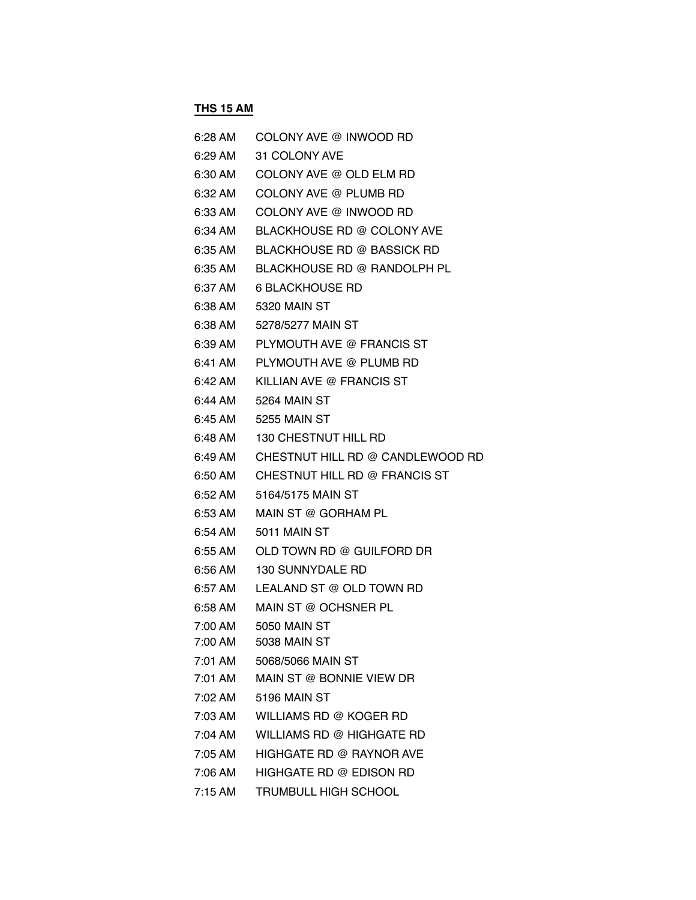**THS 15 AM**

| | |
|---|---|
| 6:28 AM | COLONY AVE @ INWOOD RD |
| 6:29 AM | 31 COLONY AVE |
| 6:30 AM | COLONY AVE @ OLD ELM RD |
| 6:32 AM | COLONY AVE @ PLUMB RD |
| 6:33 AM | COLONY AVE @ INWOOD RD |
| 6:34 AM | BLACKHOUSE RD @ COLONY AVE |
| 6:35 AM | BLACKHOUSE RD @ BASSICK RD |
| 6:35 AM | BLACKHOUSE RD @ RANDOLPH PL |
| 6:37 AM | 6 BLACKHOUSE RD |
| 6:38 AM | 5320 MAIN ST |
| 6:38 AM | 5278/5277 MAIN ST |
| 6:39 AM | PLYMOUTH AVE @ FRANCIS ST |
| 6:41 AM | PLYMOUTH AVE @ PLUMB RD |
| 6:42 AM | KILLIAN AVE @ FRANCIS ST |
| 6:44 AM | 5264 MAIN ST |
| 6:45 AM | 5255 MAIN ST |
| 6:48 AM | 130 CHESTNUT HILL RD |
| 6:49 AM | CHESTNUT HILL RD @ CANDLEWOOD RD |
| 6:50 AM | CHESTNUT HILL RD @ FRANCIS ST |
| 6:52 AM | 5164/5175 MAIN ST |
| 6:53 AM | MAIN ST @ GORHAM PL |
| 6:54 AM | 5011 MAIN ST |
| 6:55 AM | OLD TOWN RD @ GUILFORD DR |
| 6:56 AM | 130 SUNNYDALE RD |
| 6:57 AM | LEALAND ST @ OLD TOWN RD |
| 6:58 AM | MAIN ST @ OCHSNER PL |
| 7:00 AM | 5050 MAIN ST |
| 7:00 AM | 5038 MAIN ST |
| 7:01 AM | 5068/5066 MAIN ST |
| 7:01 AM | MAIN ST @ BONNIE VIEW DR |
| 7:02 AM | 5196 MAIN ST |
| 7:03 AM | WILLIAMS RD @ KOGER RD |
| 7:04 AM | WILLIAMS RD @ HIGHGATE RD |
| 7:05 AM | HIGHGATE RD @ RAYNOR AVE |
| 7:06 AM | HIGHGATE RD @ EDISON RD |
| 7:15 AM | TRUMBULL HIGH SCHOOL |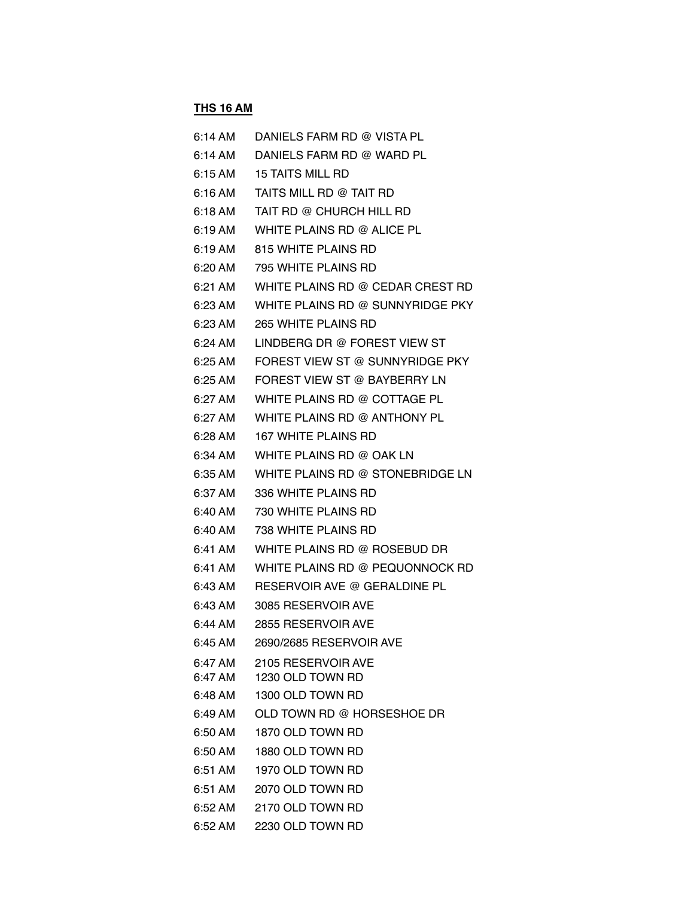**THS 16 AM**

| | |
|---|---|
| 6:14 AM | DANIELS FARM RD @ VISTA PL |
| 6:14 AM | DANIELS FARM RD @ WARD PL |
| 6:15 AM | 15 TAITS MILL RD |
| 6:16 AM | TAITS MILL RD @ TAIT RD |
| 6:18 AM | TAIT RD @ CHURCH HILL RD |
| 6:19 AM | WHITE PLAINS RD @ ALICE PL |
| 6:19 AM | 815 WHITE PLAINS RD |
| 6:20 AM | 795 WHITE PLAINS RD |
| 6:21 AM | WHITE PLAINS RD @ CEDAR CREST RD |
| 6:23 AM | WHITE PLAINS RD @ SUNNYRIDGE PKY |
| 6:23 AM | 265 WHITE PLAINS RD |
| 6:24 AM | LINDBERG DR @ FOREST VIEW ST |
| 6:25 AM | FOREST VIEW ST @ SUNNYRIDGE PKY |
| 6:25 AM | FOREST VIEW ST @ BAYBERRY LN |
| 6:27 AM | WHITE PLAINS RD @ COTTAGE PL |
| 6:27 AM | WHITE PLAINS RD @ ANTHONY PL |
| 6:28 AM | 167 WHITE PLAINS RD |
| 6:34 AM | WHITE PLAINS RD @ OAK LN |
| 6:35 AM | WHITE PLAINS RD @ STONEBRIDGE LN |
| 6:37 AM | 336 WHITE PLAINS RD |
| 6:40 AM | 730 WHITE PLAINS RD |
| 6:40 AM | 738 WHITE PLAINS RD |
| 6:41 AM | WHITE PLAINS RD @ ROSEBUD DR |
| 6:41 AM | WHITE PLAINS RD @ PEQUONNOCK RD |
| 6:43 AM | RESERVOIR AVE @ GERALDINE PL |
| 6:43 AM | 3085 RESERVOIR AVE |
| 6:44 AM | 2855 RESERVOIR AVE |
| 6:45 AM | 2690/2685 RESERVOIR AVE |
| 6:47 AM | 2105 RESERVOIR AVE |
| 6:47 AM | 1230 OLD TOWN RD |
| 6:48 AM | 1300 OLD TOWN RD |
| 6:49 AM | OLD TOWN RD @ HORSESHOE DR |
| 6:50 AM | 1870 OLD TOWN RD |
| 6:50 AM | 1880 OLD TOWN RD |
| 6:51 AM | 1970 OLD TOWN RD |
| 6:51 AM | 2070 OLD TOWN RD |
| 6:52 AM | 2170 OLD TOWN RD |
| 6:52 AM | 2230 OLD TOWN RD |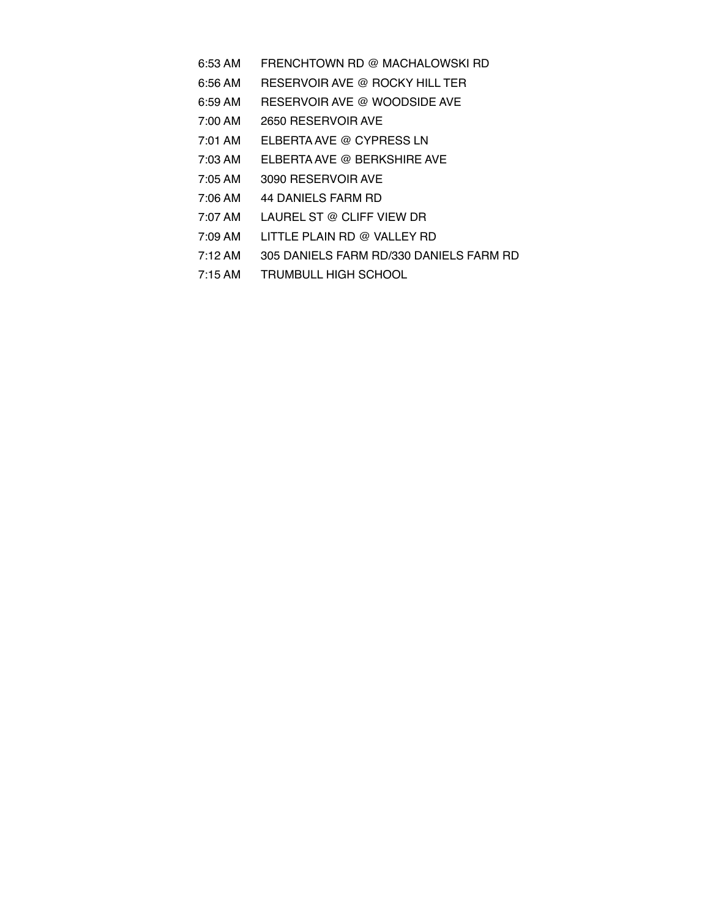| | |
|---|---|
| 6:53 AM | FRENCHTOWN RD @ MACHALOWSKI RD |
| 6:56 AM | RESERVOIR AVE @ ROCKY HILL TER |
| 6:59 AM | RESERVOIR AVE @ WOODSIDE AVE |
| 7:00 AM | 2650 RESERVOIR AVE |
| 7:01 AM | ELBERTA AVE @ CYPRESS LN |
| 7:03 AM | ELBERTA AVE @ BERKSHIRE AVE |
| 7:05 AM | 3090 RESERVOIR AVE |
| 7:06 AM | 44 DANIELS FARM RD |
| 7:07 AM | LAUREL ST @ CLIFF VIEW DR |
| 7:09 AM | LITTLE PLAIN RD @ VALLEY RD |
| 7:12 AM | 305 DANIELS FARM RD/330 DANIELS FARM RD |
| 7:15 AM | TRUMBULL HIGH SCHOOL |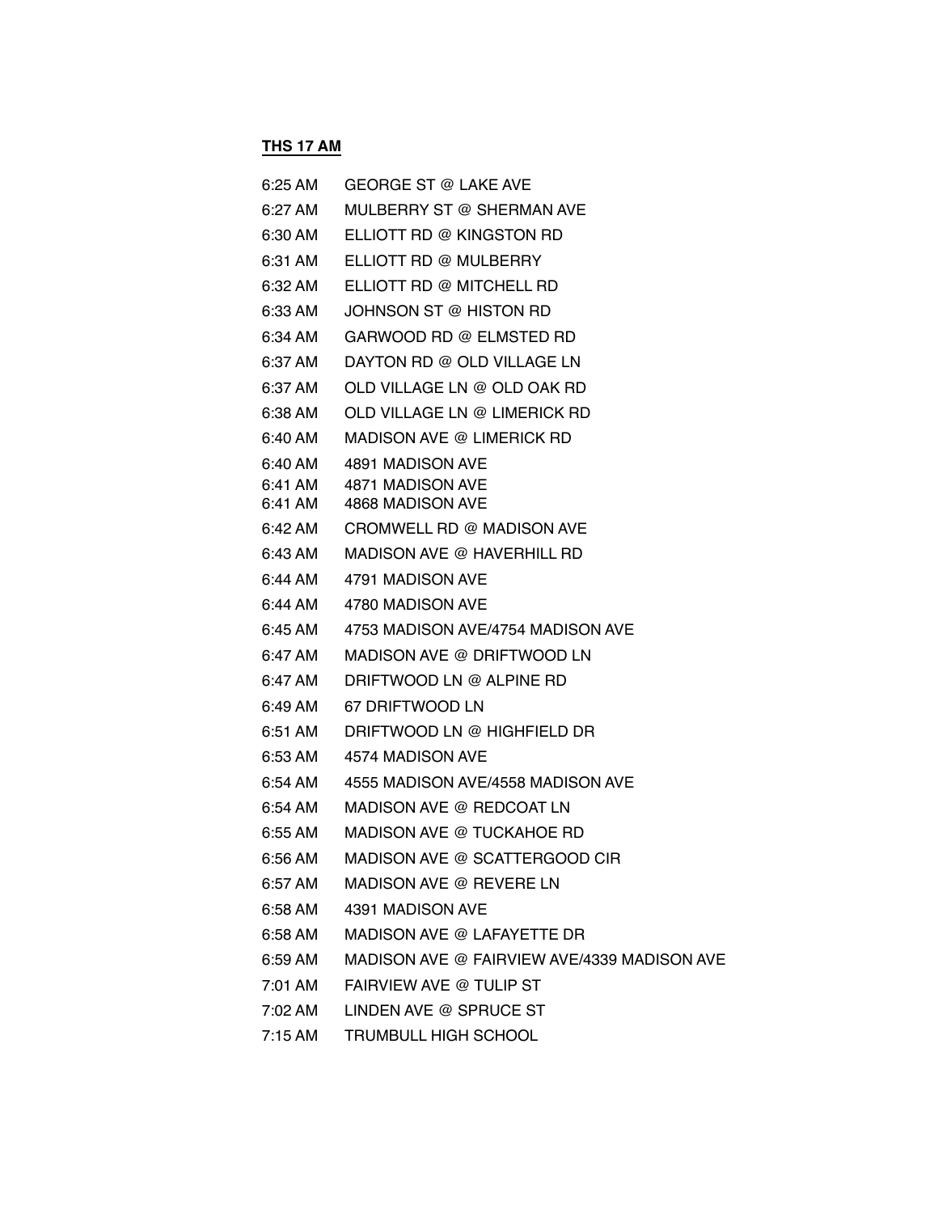**THS 17 AM**

| | |
|---|---|
| 6:25 AM | GEORGE ST @ LAKE AVE |
| 6:27 AM | MULBERRY ST @ SHERMAN AVE |
| 6:30 AM | ELLIOTT RD @ KINGSTON RD |
| 6:31 AM | ELLIOTT RD @ MULBERRY |
| 6:32 AM | ELLIOTT RD @ MITCHELL RD |
| 6:33 AM | JOHNSON ST @ HISTON RD |
| 6:34 AM | GARWOOD RD @ ELMSTED RD |
| 6:37 AM | DAYTON RD @ OLD VILLAGE LN |
| 6:37 AM | OLD VILLAGE LN @ OLD OAK RD |
| 6:38 AM | OLD VILLAGE LN @ LIMERICK RD |
| 6:40 AM | MADISON AVE @ LIMERICK RD |
| 6:40 AM | 4891 MADISON AVE |
| 6:41 AM | 4871 MADISON AVE |
| 6:41 AM | 4868 MADISON AVE |
| 6:42 AM | CROMWELL RD @ MADISON AVE |
| 6:43 AM | MADISON AVE @ HAVERHILL RD |
| 6:44 AM | 4791 MADISON AVE |
| 6:44 AM | 4780 MADISON AVE |
| 6:45 AM | 4753 MADISON AVE/4754 MADISON AVE |
| 6:47 AM | MADISON AVE @ DRIFTWOOD LN |
| 6:47 AM | DRIFTWOOD LN @ ALPINE RD |
| 6:49 AM | 67 DRIFTWOOD LN |
| 6:51 AM | DRIFTWOOD LN @ HIGHFIELD DR |
| 6:53 AM | 4574 MADISON AVE |
| 6:54 AM | 4555 MADISON AVE/4558 MADISON AVE |
| 6:54 AM | MADISON AVE @ REDCOAT LN |
| 6:55 AM | MADISON AVE @ TUCKAHOE RD |
| 6:56 AM | MADISON AVE @ SCATTERGOOD CIR |
| 6:57 AM | MADISON AVE @ REVERE LN |
| 6:58 AM | 4391 MADISON AVE |
| 6:58 AM | MADISON AVE @ LAFAYETTE DR |
| 6:59 AM | MADISON AVE @ FAIRVIEW AVE/4339 MADISON AVE |
| 7:01 AM | FAIRVIEW AVE @ TULIP ST |
| 7:02 AM | LINDEN AVE @ SPRUCE ST |
| 7:15 AM | TRUMBULL HIGH SCHOOL |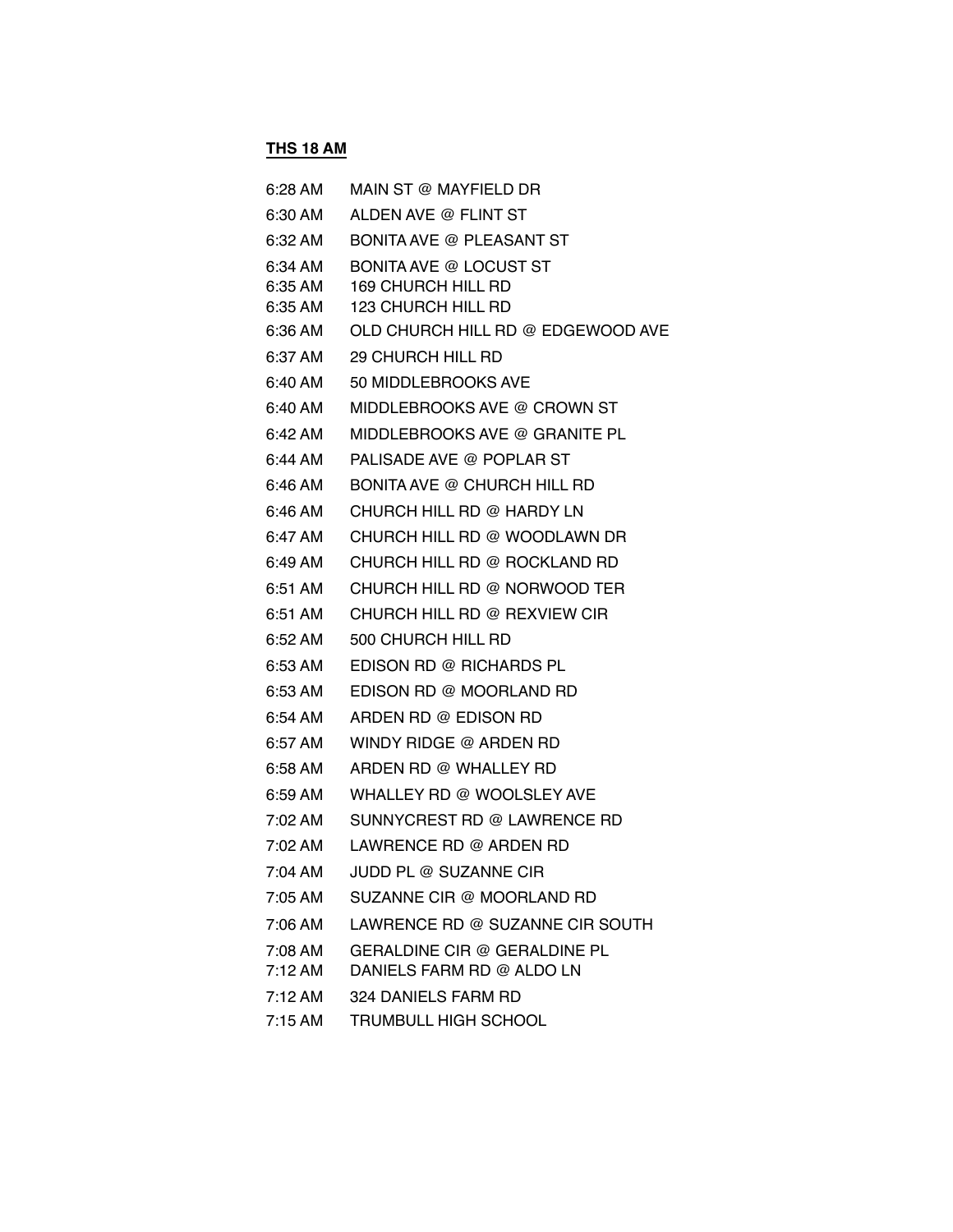**THS 18 AM**

| | |
|---|---|
| 6:28 AM | MAIN ST @ MAYFIELD DR |
| 6:30 AM | ALDEN AVE @ FLINT ST |
| 6:32 AM | BONITA AVE @ PLEASANT ST |
| 6:34 AM | BONITA AVE @ LOCUST ST |
| 6:35 AM | 169 CHURCH HILL RD |
| 6:35 AM | 123 CHURCH HILL RD |
| 6:36 AM | OLD CHURCH HILL RD @ EDGEWOOD AVE |
| 6:37 AM | 29 CHURCH HILL RD |
| 6:40 AM | 50 MIDDLEBROOKS AVE |
| 6:40 AM | MIDDLEBROOKS AVE @ CROWN ST |
| 6:42 AM | MIDDLEBROOKS AVE @ GRANITE PL |
| 6:44 AM | PALISADE AVE @ POPLAR ST |
| 6:46 AM | BONITA AVE @ CHURCH HILL RD |
| 6:46 AM | CHURCH HILL RD @ HARDY LN |
| 6:47 AM | CHURCH HILL RD @ WOODLAWN DR |
| 6:49 AM | CHURCH HILL RD @ ROCKLAND RD |
| 6:51 AM | CHURCH HILL RD @ NORWOOD TER |
| 6:51 AM | CHURCH HILL RD @ REXVIEW CIR |
| 6:52 AM | 500 CHURCH HILL RD |
| 6:53 AM | EDISON RD @ RICHARDS PL |
| 6:53 AM | EDISON RD @ MOORLAND RD |
| 6:54 AM | ARDEN RD @ EDISON RD |
| 6:57 AM | WINDY RIDGE @ ARDEN RD |
| 6:58 AM | ARDEN RD @ WHALLEY RD |
| 6:59 AM | WHALLEY RD @ WOOLSLEY AVE |
| 7:02 AM | SUNNYCREST RD @ LAWRENCE RD |
| 7:02 AM | LAWRENCE RD @ ARDEN RD |
| 7:04 AM | JUDD PL @ SUZANNE CIR |
| 7:05 AM | SUZANNE CIR @ MOORLAND RD |
| 7:06 AM | LAWRENCE RD @ SUZANNE CIR SOUTH |
| 7:08 AM | GERALDINE CIR @ GERALDINE PL |
| 7:12 AM | DANIELS FARM RD @ ALDO LN |
| 7:12 AM | 324 DANIELS FARM RD |
| 7:15 AM | TRUMBULL HIGH SCHOOL |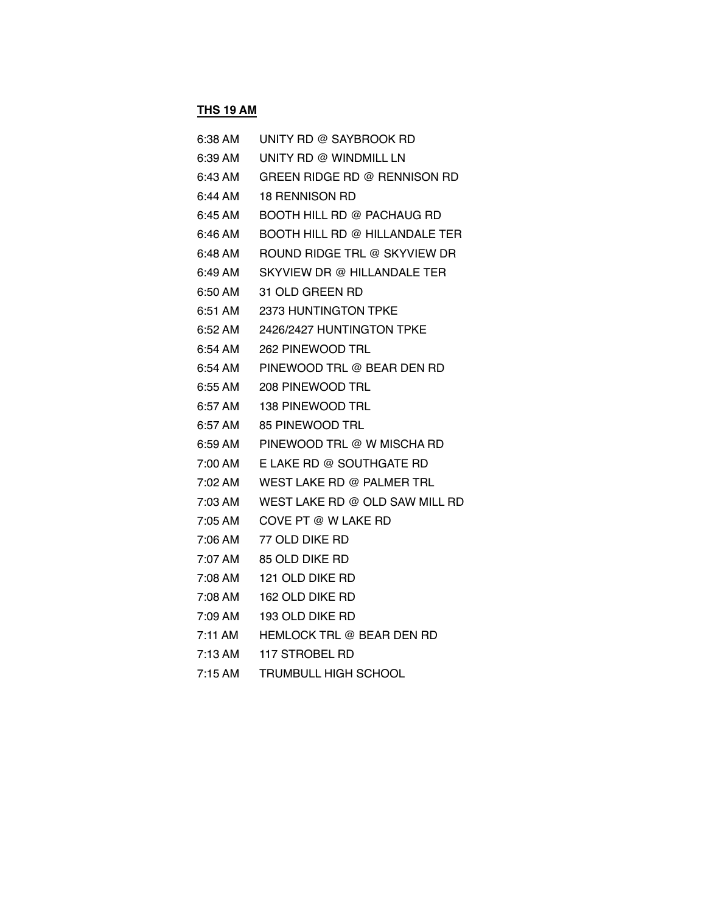**THS 19 AM**

| | |
|---|---|
| 6:38 AM | UNITY RD @ SAYBROOK RD |
| 6:39 AM | UNITY RD @ WINDMILL LN |
| 6:43 AM | GREEN RIDGE RD @ RENNISON RD |
| 6:44 AM | 18 RENNISON RD |
| 6:45 AM | BOOTH HILL RD @ PACHAUG RD |
| 6:46 AM | BOOTH HILL RD @ HILLANDALE TER |
| 6:48 AM | ROUND RIDGE TRL @ SKYVIEW DR |
| 6:49 AM | SKYVIEW DR @ HILLANDALE TER |
| 6:50 AM | 31 OLD GREEN RD |
| 6:51 AM | 2373 HUNTINGTON TPKE |
| 6:52 AM | 2426/2427 HUNTINGTON TPKE |
| 6:54 AM | 262 PINEWOOD TRL |
| 6:54 AM | PINEWOOD TRL @ BEAR DEN RD |
| 6:55 AM | 208 PINEWOOD TRL |
| 6:57 AM | 138 PINEWOOD TRL |
| 6:57 AM | 85 PINEWOOD TRL |
| 6:59 AM | PINEWOOD TRL @ W MISCHA RD |
| 7:00 AM | E LAKE RD @ SOUTHGATE RD |
| 7:02 AM | WEST LAKE RD @ PALMER TRL |
| 7:03 AM | WEST LAKE RD @ OLD SAW MILL RD |
| 7:05 AM | COVE PT @ W LAKE RD |
| 7:06 AM | 77 OLD DIKE RD |
| 7:07 AM | 85 OLD DIKE RD |
| 7:08 AM | 121 OLD DIKE RD |
| 7:08 AM | 162 OLD DIKE RD |
| 7:09 AM | 193 OLD DIKE RD |
| 7:11 AM | HEMLOCK TRL @ BEAR DEN RD |
| 7:13 AM | 117 STROBEL RD |
| 7:15 AM | TRUMBULL HIGH SCHOOL |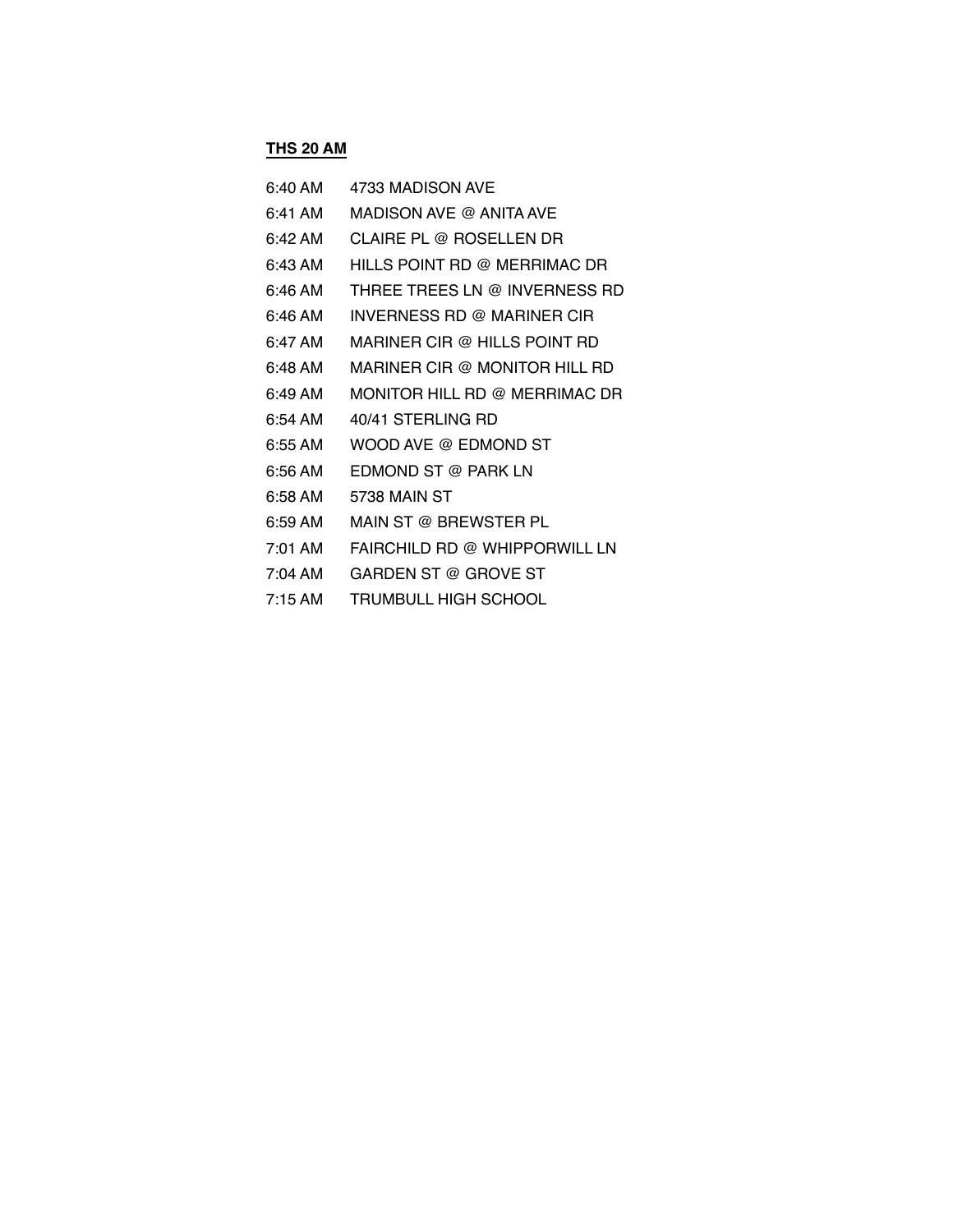**THS 20 AM**

| | |
|---|---|
| 6:40 AM | 4733 MADISON AVE |
| 6:41 AM | MADISON AVE @ ANITA AVE |
| 6:42 AM | CLAIRE PL @ ROSELLEN DR |
| 6:43 AM | HILLS POINT RD @ MERRIMAC DR |
| 6:46 AM | THREE TREES LN @ INVERNESS RD |
| 6:46 AM | INVERNESS RD @ MARINER CIR |
| 6:47 AM | MARINER CIR @ HILLS POINT RD |
| 6:48 AM | MARINER CIR @ MONITOR HILL RD |
| 6:49 AM | MONITOR HILL RD @ MERRIMAC DR |
| 6:54 AM | 40/41 STERLING RD |
| 6:55 AM | WOOD AVE @ EDMOND ST |
| 6:56 AM | EDMOND ST @ PARK LN |
| 6:58 AM | 5738 MAIN ST |
| 6:59 AM | MAIN ST @ BREWSTER PL |
| 7:01 AM | FAIRCHILD RD @ WHIPPORWILL LN |
| 7:04 AM | GARDEN ST @ GROVE ST |
| 7:15 AM | TRUMBULL HIGH SCHOOL |